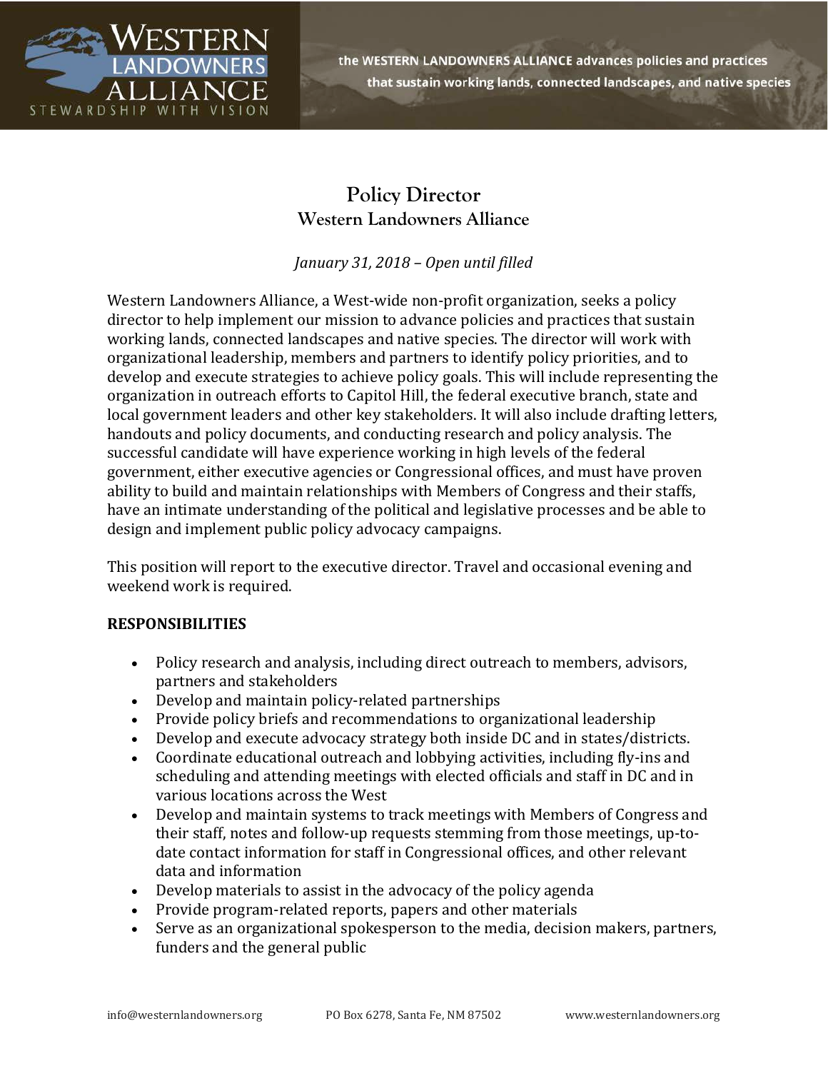the WESTERN LANDOWNERS ALLIANCE advances policies and practices that sustain working lands, connected landscapes, and native species

# Policy Director
## Western Landowners Alliance

*January 31, 2018 – Open until filled*

Western Landowners Alliance, a West-wide non-profit organization, seeks a policy director to help implement our mission to advance policies and practices that sustain working lands, connected landscapes and native species. The director will work with organizational leadership, members and partners to identify policy priorities, and to develop and execute strategies to achieve policy goals. This will include representing the organization in outreach efforts to Capitol Hill, the federal executive branch, state and local government leaders and other key stakeholders. It will also include drafting letters, handouts and policy documents, and conducting research and policy analysis. The successful candidate will have experience working in high levels of the federal government, either executive agencies or Congressional offices, and must have proven ability to build and maintain relationships with Members of Congress and their staffs, have an intimate understanding of the political and legislative processes and be able to design and implement public policy advocacy campaigns.

This position will report to the executive director. Travel and occasional evening and weekend work is required.

**RESPONSIBILITIES**

- Policy research and analysis, including direct outreach to members, advisors, partners and stakeholders
- Develop and maintain policy-related partnerships
- Provide policy briefs and recommendations to organizational leadership
- Develop and execute advocacy strategy both inside DC and in states/districts.
- Coordinate educational outreach and lobbying activities, including fly-ins and scheduling and attending meetings with elected officials and staff in DC and in various locations across the West
- Develop and maintain systems to track meetings with Members of Congress and their staff, notes and follow-up requests stemming from those meetings, up-to-date contact information for staff in Congressional offices, and other relevant data and information
- Develop materials to assist in the advocacy of the policy agenda
- Provide program-related reports, papers and other materials
- Serve as an organizational spokesperson to the media, decision makers, partners, funders and the general public

info@westernlandowners.org PO Box 6278, Santa Fe, NM 87502 www.westernlandowners.org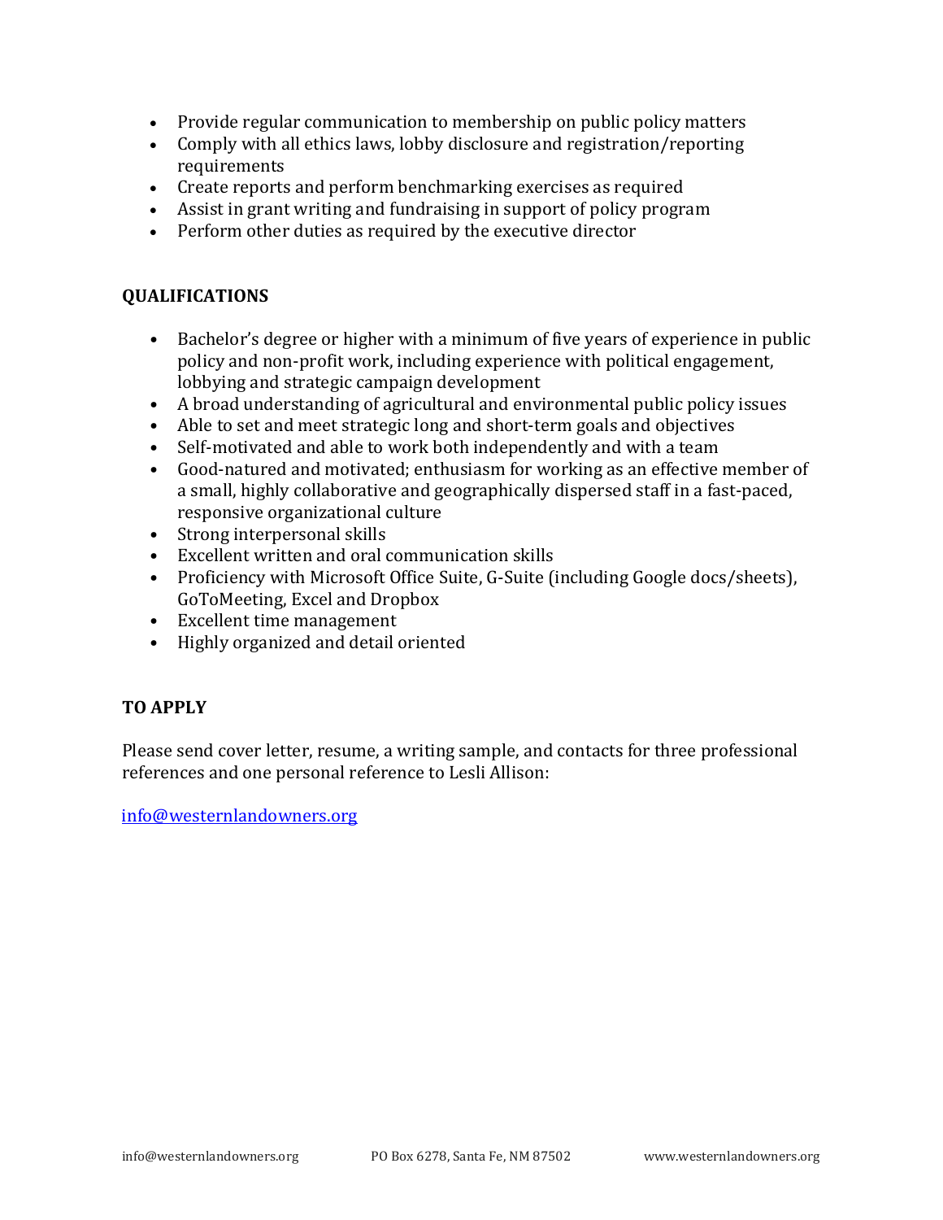- Provide regular communication to membership on public policy matters
- Comply with all ethics laws, lobby disclosure and registration/reporting requirements
- Create reports and perform benchmarking exercises as required
- Assist in grant writing and fundraising in support of policy program
- Perform other duties as required by the executive director

**QUALIFICATIONS**

- Bachelor's degree or higher with a minimum of five years of experience in public policy and non-profit work, including experience with political engagement, lobbying and strategic campaign development
- A broad understanding of agricultural and environmental public policy issues
- Able to set and meet strategic long and short-term goals and objectives
- Self-motivated and able to work both independently and with a team
- Good-natured and motivated; enthusiasm for working as an effective member of a small, highly collaborative and geographically dispersed staff in a fast-paced, responsive organizational culture
- Strong interpersonal skills
- Excellent written and oral communication skills
- Proficiency with Microsoft Office Suite, G-Suite (including Google docs/sheets), GoToMeeting, Excel and Dropbox
- Excellent time management
- Highly organized and detail oriented

**TO APPLY**

Please send cover letter, resume, a writing sample, and contacts for three professional references and one personal reference to Lesli Allison:

info@westernlandowners.org